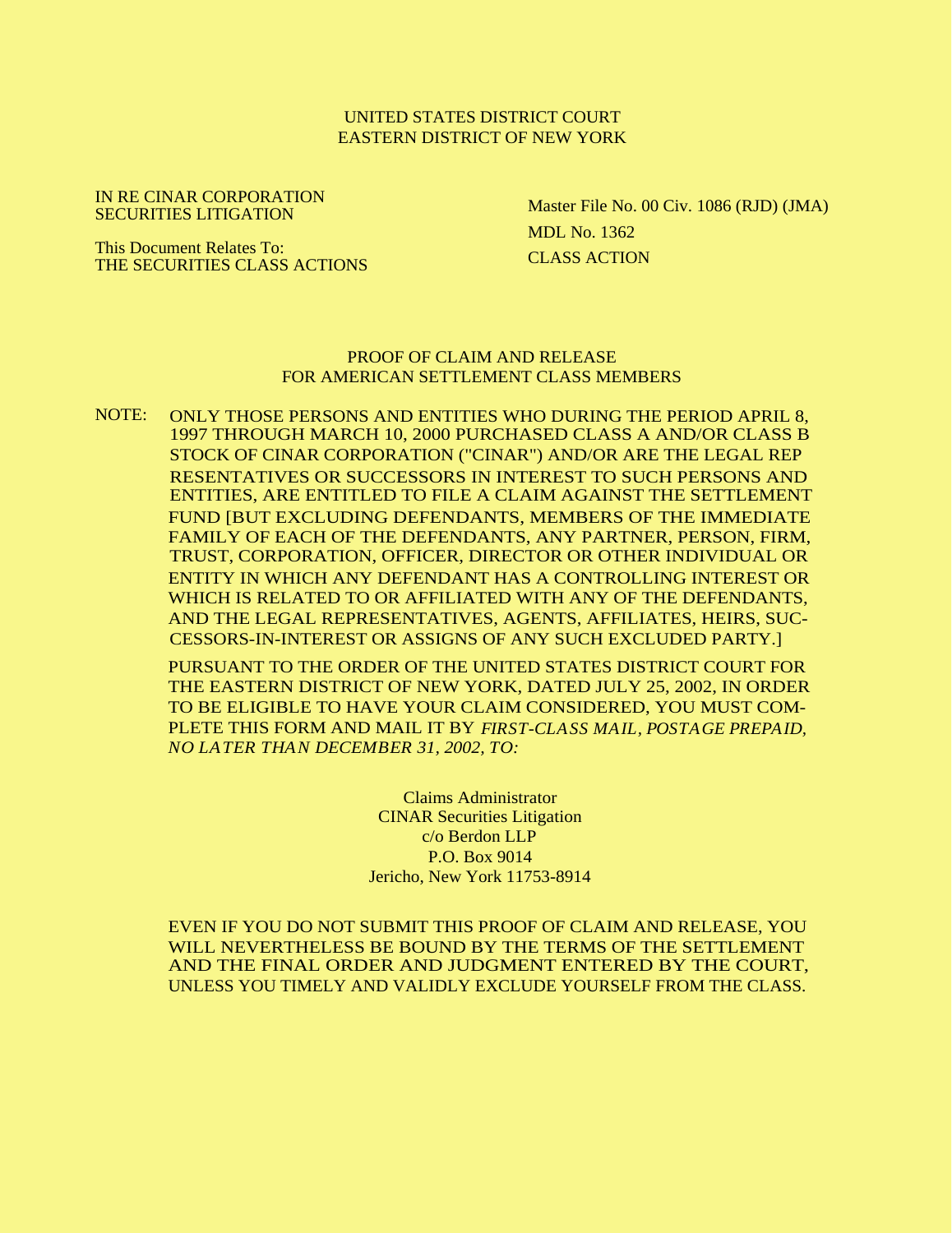UNITED STATES DISTRICT COURT
EASTERN DISTRICT OF NEW YORK

| | |
|---|---|
| IN RE CINAR CORPORATION SECURITIES LITIGATION<br><br>This Document Relates To:<br>THE SECURITIES CLASS ACTIONS | Master File No. 00 Civ. 1086 (RJD) (JMA)<br><br>MDL No. 1362<br><br>CLASS ACTION |

# PROOF OF CLAIM AND RELEASE FOR AMERICAN SETTLEMENT CLASS MEMBERS

NOTE: ONLY THOSE PERSONS AND ENTITIES WHO DURING THE PERIOD APRIL 8, 1997 THROUGH MARCH 10, 2000 PURCHASED CLASS A AND/OR CLASS B STOCK OF CINAR CORPORATION ("CINAR") AND/OR ARE THE LEGAL REPRESENTATIVES OR SUCCESSORS IN INTEREST TO SUCH PERSONS AND ENTITIES, ARE ENTITLED TO FILE A CLAIM AGAINST THE SETTLEMENT FUND [BUT EXCLUDING DEFENDANTS, MEMBERS OF THE IMMEDIATE FAMILY OF EACH OF THE DEFENDANTS, ANY PARTNER, PERSON, FIRM, TRUST, CORPORATION, OFFICER, DIRECTOR OR OTHER INDIVIDUAL OR ENTITY IN WHICH ANY DEFENDANT HAS A CONTROLLING INTEREST OR WHICH IS RELATED TO OR AFFILIATED WITH ANY OF THE DEFENDANTS, AND THE LEGAL REPRESENTATIVES, AGENTS, AFFILIATES, HEIRS, SUCCESSORS-IN-INTEREST OR ASSIGNS OF ANY SUCH EXCLUDED PARTY.]

PURSUANT TO THE ORDER OF THE UNITED STATES DISTRICT COURT FOR THE EASTERN DISTRICT OF NEW YORK, DATED JULY 25, 2002, IN ORDER TO BE ELIGIBLE TO HAVE YOUR CLAIM CONSIDERED, YOU MUST COMPLETE THIS FORM AND MAIL IT BY *FIRST-CLASS MAIL, POSTAGE PREPAID, NO LATER THAN DECEMBER 31, 2002, TO:*

Claims Administrator
CINAR Securities Litigation
c/o Berdon LLP
P.O. Box 9014
Jericho, New York 11753-8914

EVEN IF YOU DO NOT SUBMIT THIS PROOF OF CLAIM AND RELEASE, YOU WILL NEVERTHELESS BE BOUND BY THE TERMS OF THE SETTLEMENT AND THE FINAL ORDER AND JUDGMENT ENTERED BY THE COURT, UNLESS YOU TIMELY AND VALIDLY EXCLUDE YOURSELF FROM THE CLASS.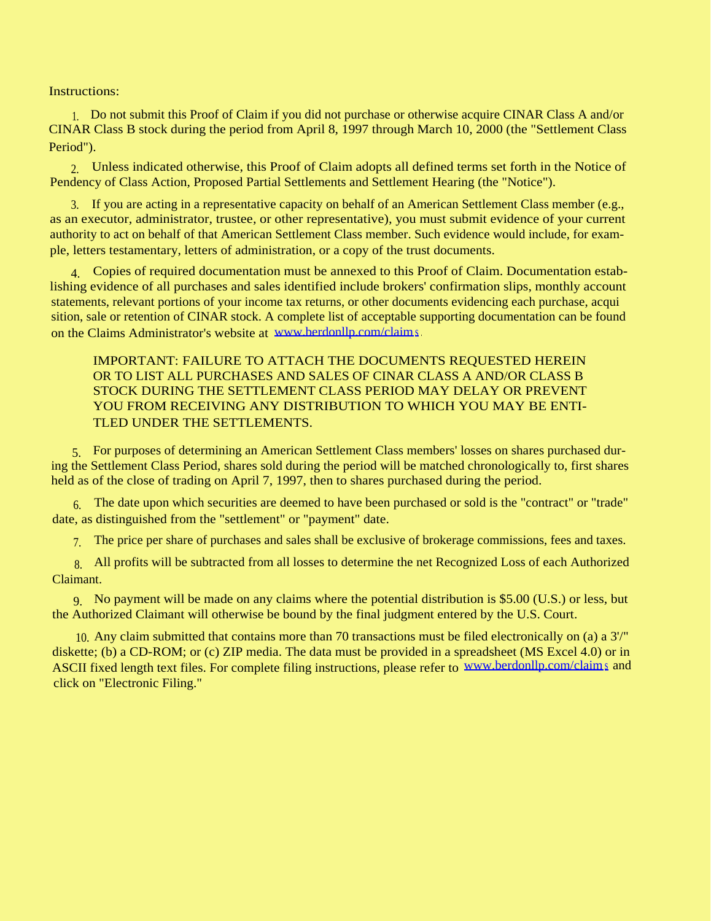Instructions:

1. Do not submit this Proof of Claim if you did not purchase or otherwise acquire CINAR Class A and/or CINAR Class B stock during the period from April 8, 1997 through March 10, 2000 (the "Settlement Class Period").

2. Unless indicated otherwise, this Proof of Claim adopts all defined terms set forth in the Notice of Pendency of Class Action, Proposed Partial Settlements and Settlement Hearing (the "Notice").

3. If you are acting in a representative capacity on behalf of an American Settlement Class member (e.g., as an executor, administrator, trustee, or other representative), you must submit evidence of your current authority to act on behalf of that American Settlement Class member. Such evidence would include, for example, letters testamentary, letters of administration, or a copy of the trust documents.

4. Copies of required documentation must be annexed to this Proof of Claim. Documentation establishing evidence of all purchases and sales identified include brokers' confirmation slips, monthly account statements, relevant portions of your income tax returns, or other documents evidencing each purchase, acquisition, sale or retention of CINAR stock. A complete list of acceptable supporting documentation can be found on the Claims Administrator's website at www.berdonllp.com/claims.

> IMPORTANT: FAILURE TO ATTACH THE DOCUMENTS REQUESTED HEREIN OR TO LIST ALL PURCHASES AND SALES OF CINAR CLASS A AND/OR CLASS B STOCK DURING THE SETTLEMENT CLASS PERIOD MAY DELAY OR PREVENT YOU FROM RECEIVING ANY DISTRIBUTION TO WHICH YOU MAY BE ENTITLED UNDER THE SETTLEMENTS.

5. For purposes of determining an American Settlement Class members' losses on shares purchased during the Settlement Class Period, shares sold during the period will be matched chronologically to, first shares held as of the close of trading on April 7, 1997, then to shares purchased during the period.

6. The date upon which securities are deemed to have been purchased or sold is the "contract" or "trade" date, as distinguished from the "settlement" or "payment" date.

7. The price per share of purchases and sales shall be exclusive of brokerage commissions, fees and taxes.

8. All profits will be subtracted from all losses to determine the net Recognized Loss of each Authorized Claimant.

9. No payment will be made on any claims where the potential distribution is $5.00 (U.S.) or less, but the Authorized Claimant will otherwise be bound by the final judgment entered by the U.S. Court.

10. Any claim submitted that contains more than 70 transactions must be filed electronically on (a) a 3'/" diskette; (b) a CD-ROM; or (c) ZIP media. The data must be provided in a spreadsheet (MS Excel 4.0) or in ASCII fixed length text files. For complete filing instructions, please refer to www.berdonllp.com/claims and click on "Electronic Filing."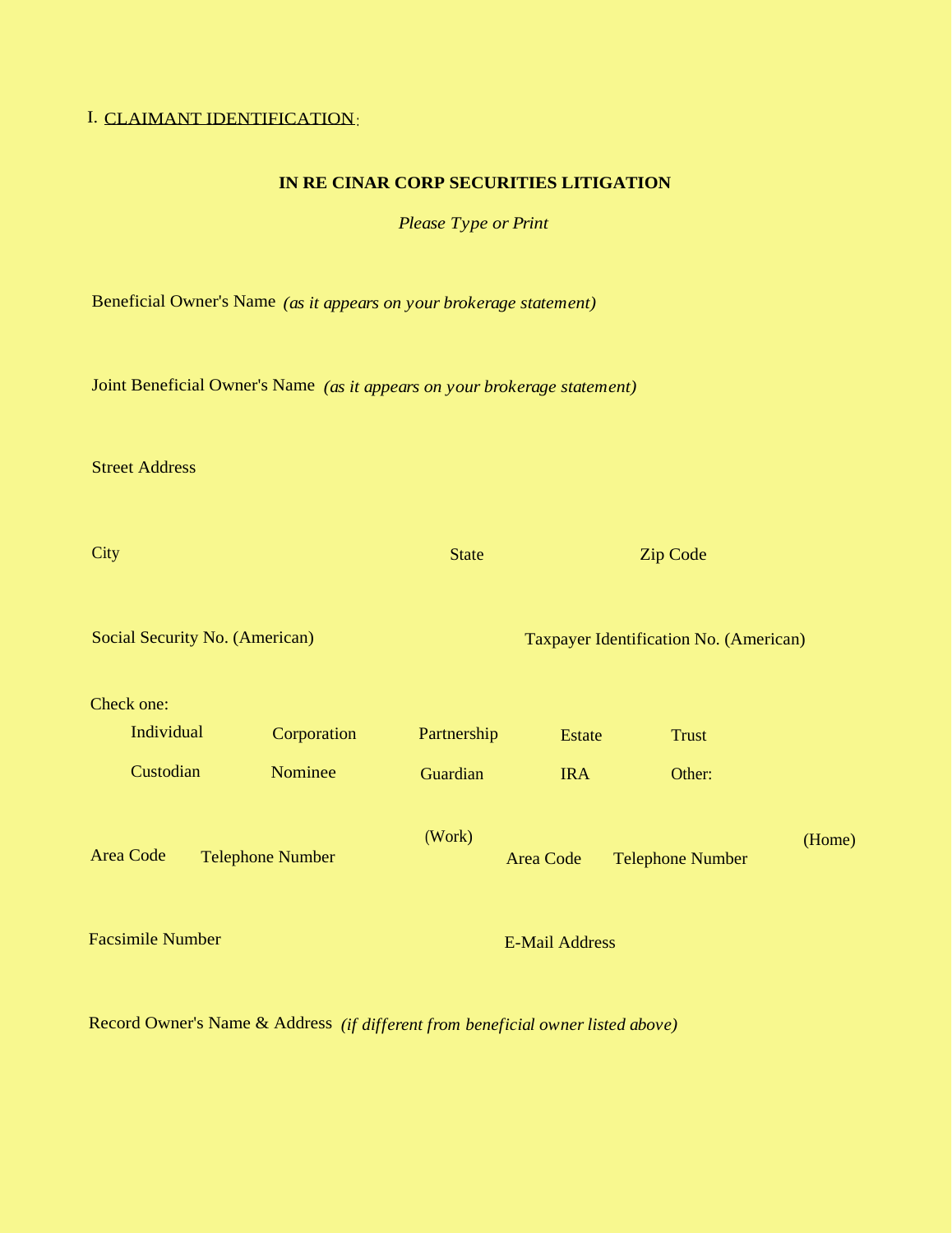I. <u>CLAIMANT IDENTIFICATION</u>:

**IN RE CINAR CORP SECURITIES LITIGATION**

*Please Type or Print*

Beneficial Owner's Name *(as it appears on your brokerage statement)*

Joint Beneficial Owner's Name *(as it appears on your brokerage statement)*

Street Address

City | State | Zip Code

Social Security No. (American) | Taxpayer Identification No. (American)

Check one:

| | | | | |
|---|---|---|---|---|
| Individual | Corporation | Partnership | Estate | Trust |
| Custodian | Nominee | Guardian | IRA | Other: |

Area Code Telephone Number (Work) | Area Code Telephone Number (Home)

Facsimile Number | E-Mail Address

Record Owner's Name & Address *(if different from beneficial owner listed above)*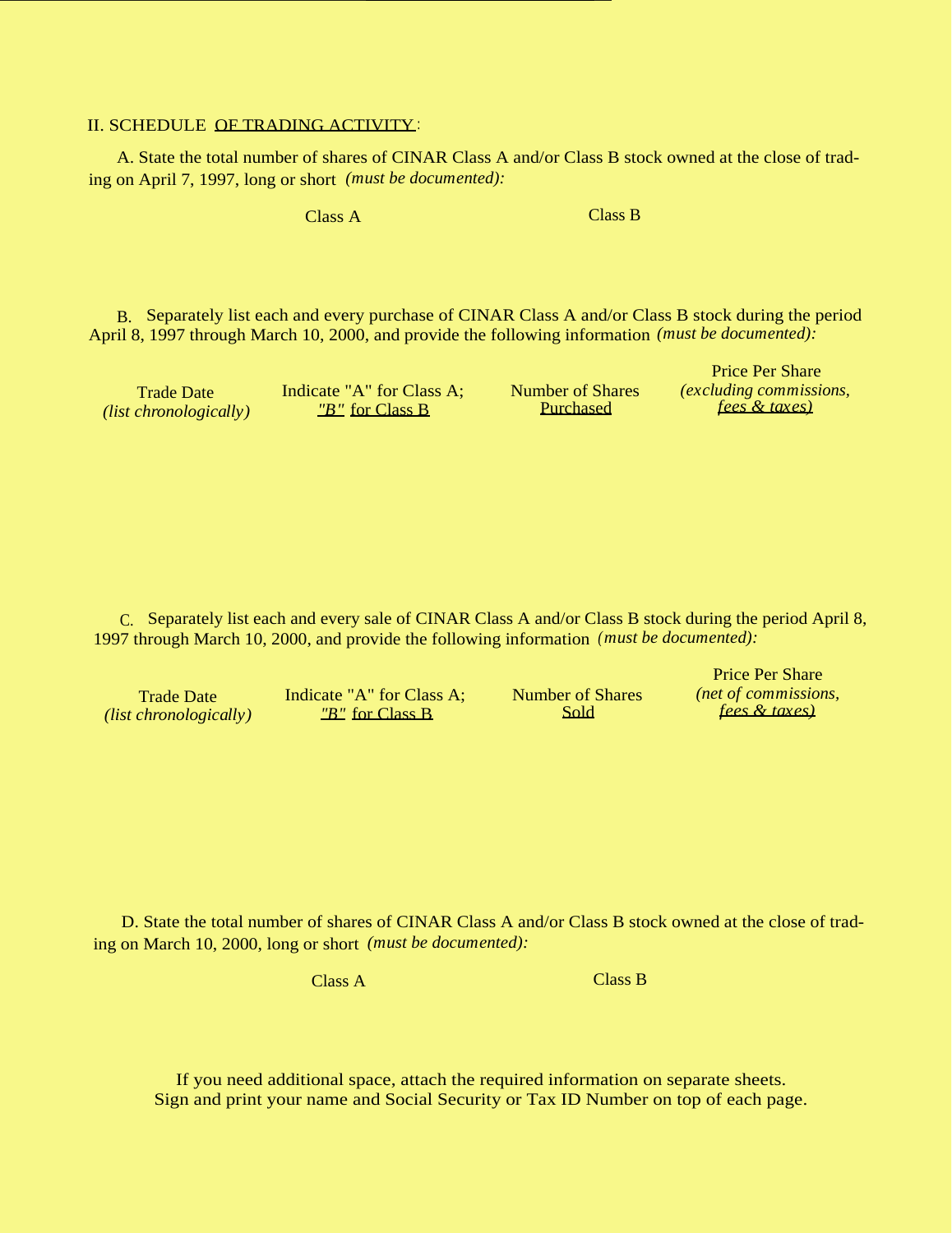## II. SCHEDULE OF TRADING ACTIVITY:

A. State the total number of shares of CINAR Class A and/or Class B stock owned at the close of trading on April 7, 1997, long or short *(must be documented):*

| Class A | Class B |
|---|---|
| | |

B. Separately list each and every purchase of CINAR Class A and/or Class B stock during the period April 8, 1997 through March 10, 2000, and provide the following information *(must be documented):*

| Trade Date *(list chronologically)* | Indicate "A" for Class A; "B" for Class B | Number of Shares Purchased | Price Per Share *(excluding commissions, fees & taxes)* |
|---|---|---|---|
| | | | |

C. Separately list each and every sale of CINAR Class A and/or Class B stock during the period April 8, 1997 through March 10, 2000, and provide the following information *(must be documented):*

| Trade Date *(list chronologically)* | Indicate "A" for Class A; "B" for Class B | Number of Shares Sold | Price Per Share *(net of commissions, fees & taxes)* |
|---|---|---|---|
| | | | |

D. State the total number of shares of CINAR Class A and/or Class B stock owned at the close of trading on March 10, 2000, long or short *(must be documented):*

| Class A | Class B |
|---|---|
| | |

If you need additional space, attach the required information on separate sheets.
Sign and print your name and Social Security or Tax ID Number on top of each page.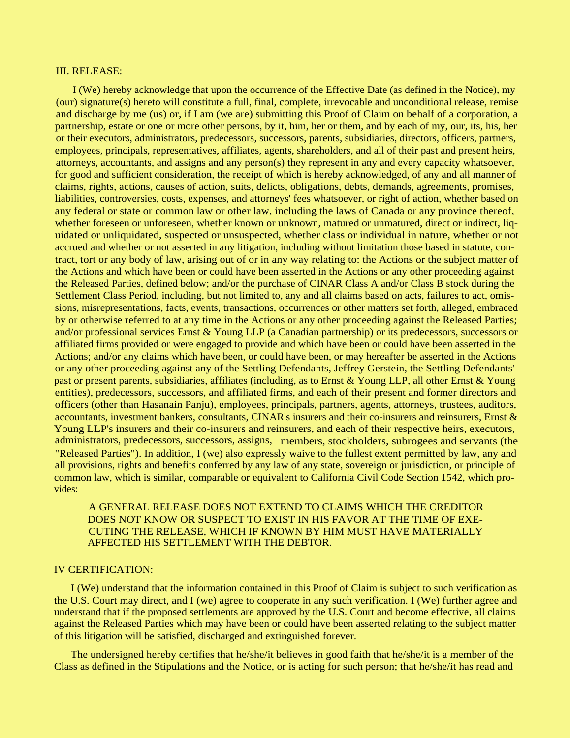III. RELEASE:

I (We) hereby acknowledge that upon the occurrence of the Effective Date (as defined in the Notice), my (our) signature(s) hereto will constitute a full, final, complete, irrevocable and unconditional release, remise and discharge by me (us) or, if I am (we are) submitting this Proof of Claim on behalf of a corporation, a partnership, estate or one or more other persons, by it, him, her or them, and by each of my, our, its, his, her or their executors, administrators, predecessors, successors, parents, subsidiaries, directors, officers, partners, employees, principals, representatives, affiliates, agents, shareholders, and all of their past and present heirs, attorneys, accountants, and assigns and any person(s) they represent in any and every capacity whatsoever, for good and sufficient consideration, the receipt of which is hereby acknowledged, of any and all manner of claims, rights, actions, causes of action, suits, delicts, obligations, debts, demands, agreements, promises, liabilities, controversies, costs, expenses, and attorneys' fees whatsoever, or right of action, whether based on any federal or state or common law or other law, including the laws of Canada or any province thereof, whether foreseen or unforeseen, whether known or unknown, matured or unmatured, direct or indirect, liquidated or unliquidated, suspected or unsuspected, whether class or individual in nature, whether or not accrued and whether or not asserted in any litigation, including without limitation those based in statute, contract, tort or any body of law, arising out of or in any way relating to: the Actions or the subject matter of the Actions and which have been or could have been asserted in the Actions or any other proceeding against the Released Parties, defined below; and/or the purchase of CINAR Class A and/or Class B stock during the Settlement Class Period, including, but not limited to, any and all claims based on acts, failures to act, omissions, misrepresentations, facts, events, transactions, occurrences or other matters set forth, alleged, embraced by or otherwise referred to at any time in the Actions or any other proceeding against the Released Parties; and/or professional services Ernst & Young LLP (a Canadian partnership) or its predecessors, successors or affiliated firms provided or were engaged to provide and which have been or could have been asserted in the Actions; and/or any claims which have been, or could have been, or may hereafter be asserted in the Actions or any other proceeding against any of the Settling Defendants, Jeffrey Gerstein, the Settling Defendants' past or present parents, subsidiaries, affiliates (including, as to Ernst & Young LLP, all other Ernst & Young entities), predecessors, successors, and affiliated firms, and each of their present and former directors and officers (other than Hasanain Panju), employees, principals, partners, agents, attorneys, trustees, auditors, accountants, investment bankers, consultants, CINAR's insurers and their co-insurers and reinsurers, Ernst & Young LLP's insurers and their co-insurers and reinsurers, and each of their respective heirs, executors, administrators, predecessors, successors, assigns, members, stockholders, subrogees and servants (the "Released Parties"). In addition, I (we) also expressly waive to the fullest extent permitted by law, any and all provisions, rights and benefits conferred by any law of any state, sovereign or jurisdiction, or principle of common law, which is similar, comparable or equivalent to California Civil Code Section 1542, which provides:

> A GENERAL RELEASE DOES NOT EXTEND TO CLAIMS WHICH THE CREDITOR DOES NOT KNOW OR SUSPECT TO EXIST IN HIS FAVOR AT THE TIME OF EXECUTING THE RELEASE, WHICH IF KNOWN BY HIM MUST HAVE MATERIALLY AFFECTED HIS SETTLEMENT WITH THE DEBTOR.

IV CERTIFICATION:

I (We) understand that the information contained in this Proof of Claim is subject to such verification as the U.S. Court may direct, and I (we) agree to cooperate in any such verification. I (We) further agree and understand that if the proposed settlements are approved by the U.S. Court and become effective, all claims against the Released Parties which may have been or could have been asserted relating to the subject matter of this litigation will be satisfied, discharged and extinguished forever.

The undersigned hereby certifies that he/she/it believes in good faith that he/she/it is a member of the Class as defined in the Stipulations and the Notice, or is acting for such person; that he/she/it has read and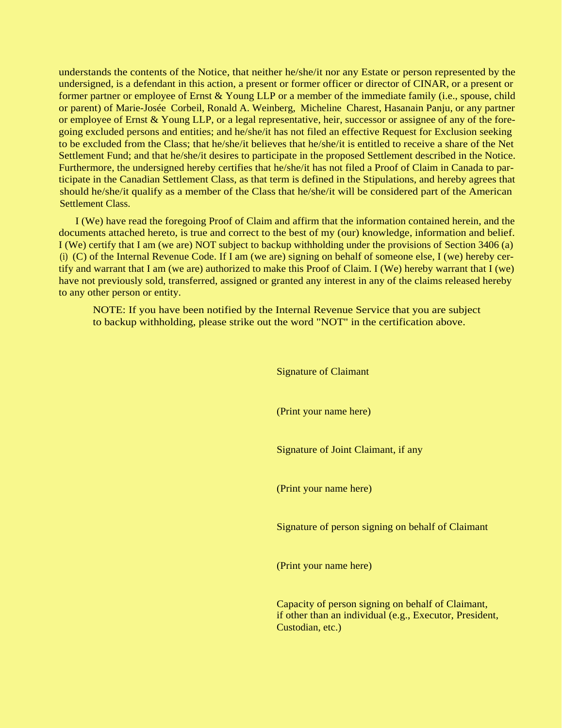understands the contents of the Notice, that neither he/she/it nor any Estate or person represented by the undersigned, is a defendant in this action, a present or former officer or director of CINAR, or a present or former partner or employee of Ernst & Young LLP or a member of the immediate family (i.e., spouse, child or parent) of Marie-Josée Corbeil, Ronald A. Weinberg, Micheline Charest, Hasanain Panju, or any partner or employee of Ernst & Young LLP, or a legal representative, heir, successor or assignee of any of the foregoing excluded persons and entities; and he/she/it has not filed an effective Request for Exclusion seeking to be excluded from the Class; that he/she/it believes that he/she/it is entitled to receive a share of the Net Settlement Fund; and that he/she/it desires to participate in the proposed Settlement described in the Notice. Furthermore, the undersigned hereby certifies that he/she/it has not filed a Proof of Claim in Canada to participate in the Canadian Settlement Class, as that term is defined in the Stipulations, and hereby agrees that should he/she/it qualify as a member of the Class that he/she/it will be considered part of the American Settlement Class.

I (We) have read the foregoing Proof of Claim and affirm that the information contained herein, and the documents attached hereto, is true and correct to the best of my (our) knowledge, information and belief. I (We) certify that I am (we are) NOT subject to backup withholding under the provisions of Section 3406 (a) (i) (C) of the Internal Revenue Code. If I am (we are) signing on behalf of someone else, I (we) hereby certify and warrant that I am (we are) authorized to make this Proof of Claim. I (We) hereby warrant that I (we) have not previously sold, transferred, assigned or granted any interest in any of the claims released hereby to any other person or entity.

NOTE: If you have been notified by the Internal Revenue Service that you are subject to backup withholding, please strike out the word "NOT" in the certification above.

Signature of Claimant

(Print your name here)

Signature of Joint Claimant, if any

(Print your name here)

Signature of person signing on behalf of Claimant

(Print your name here)

Capacity of person signing on behalf of Claimant, if other than an individual (e.g., Executor, President, Custodian, etc.)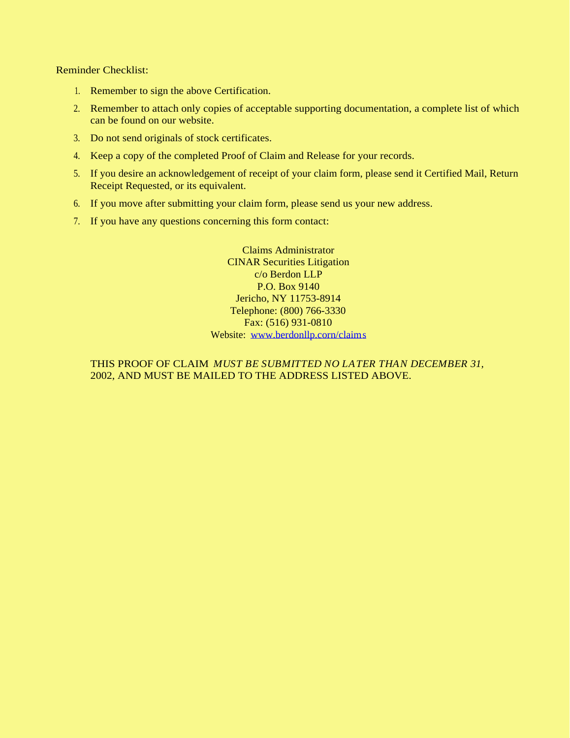Reminder Checklist:

1. Remember to sign the above Certification.
2. Remember to attach only copies of acceptable supporting documentation, a complete list of which can be found on our website.
3. Do not send originals of stock certificates.
4. Keep a copy of the completed Proof of Claim and Release for your records.
5. If you desire an acknowledgement of receipt of your claim form, please send it Certified Mail, Return Receipt Requested, or its equivalent.
6. If you move after submitting your claim form, please send us your new address.
7. If you have any questions concerning this form contact:

Claims Administrator
CINAR Securities Litigation
c/o Berdon LLP
P.O. Box 9140
Jericho, NY 11753-8914
Telephone: (800) 766-3330
Fax: (516) 931-0810
Website: [www.berdonllp.com/claims](http://www.berdonllp.com/claims)

THIS PROOF OF CLAIM *MUST BE SUBMITTED NO LATER THAN DECEMBER 31*, 2002, AND MUST BE MAILED TO THE ADDRESS LISTED ABOVE.